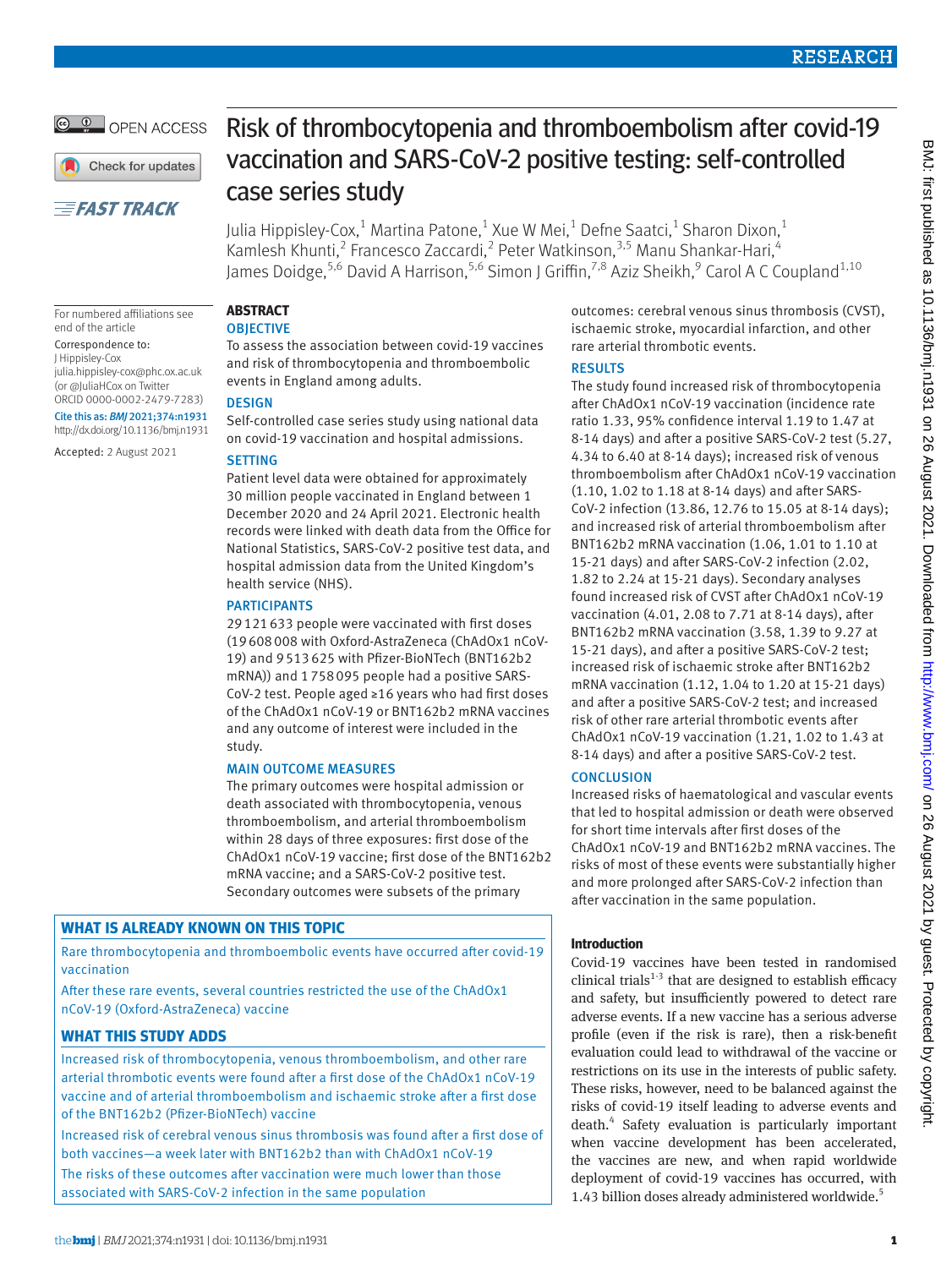# Risk of thrombocytopenia and thromboembolism after covid-19 vaccination and SARS-CoV-2 positive testing: self-controlled case series study

Julia Hippisley-Cox,[1] Martina Patone,[1] Xue W Mei,[1] Defne Saatci,[1] Sharon Dixon,[1] Kamlesh Khunti,[2] Francesco Zaccardi,[2] Peter Watkinson,[3,5] Manu Shankar-Hari,[4] James Doidge,[5,6] David A Harrison,[5,6] Simon J Griffin,[7,8] Aziz Sheikh,[9] Carol A C Coupland[1,10]

For numbered affiliations see end of the article

Correspondence to: J Hippisley-Cox julia.hippisley-cox@phc.ox.ac.uk (or @JuliaHCox on Twitter ORCID 0000-0002-2479-7283)

Cite this as: *BMJ* 2021;374:n1931 http://dx.doi.org/10.1136/bmj.n1931

Accepted: 2 August 2021

## ABSTRACT

### OBJECTIVE

To assess the association between covid-19 vaccines and risk of thrombocytopenia and thromboembolic events in England among adults.

### DESIGN

Self-controlled case series study using national data on covid-19 vaccination and hospital admissions.

### SETTING

Patient level data were obtained for approximately 30 million people vaccinated in England between 1 December 2020 and 24 April 2021. Electronic health records were linked with death data from the Office for National Statistics, SARS-CoV-2 positive test data, and hospital admission data from the United Kingdom's health service (NHS).

### PARTICIPANTS

29 121 633 people were vaccinated with first doses (19 608 008 with Oxford-AstraZeneca (ChAdOx1 nCoV-19) and 9 513 625 with Pfizer-BioNTech (BNT162b2 mRNA)) and 1 758 095 people had a positive SARS-CoV-2 test. People aged ≥16 years who had first doses of the ChAdOx1 nCoV-19 or BNT162b2 mRNA vaccines and any outcome of interest were included in the study.

### MAIN OUTCOME MEASURES

The primary outcomes were hospital admission or death associated with thrombocytopenia, venous thromboembolism, and arterial thromboembolism within 28 days of three exposures: first dose of the ChAdOx1 nCoV-19 vaccine; first dose of the BNT162b2 mRNA vaccine; and a SARS-CoV-2 positive test. Secondary outcomes were subsets of the primary outcomes: cerebral venous sinus thrombosis (CVST), ischaemic stroke, myocardial infarction, and other rare arterial thrombotic events.

### RESULTS

The study found increased risk of thrombocytopenia after ChAdOx1 nCoV-19 vaccination (incidence rate ratio 1.33, 95% confidence interval 1.19 to 1.47 at 8-14 days) and after a positive SARS-CoV-2 test (5.27, 4.34 to 6.40 at 8-14 days); increased risk of venous thromboembolism after ChAdOx1 nCoV-19 vaccination (1.10, 1.02 to 1.18 at 8-14 days) and after SARS-CoV-2 infection (13.86, 12.76 to 15.05 at 8-14 days); and increased risk of arterial thromboembolism after BNT162b2 mRNA vaccination (1.06, 1.01 to 1.10 at 15-21 days) and after SARS-CoV-2 infection (2.02, 1.82 to 2.24 at 15-21 days). Secondary analyses found increased risk of CVST after ChAdOx1 nCoV-19 vaccination (4.01, 2.08 to 7.71 at 8-14 days), after BNT162b2 mRNA vaccination (3.58, 1.39 to 9.27 at 15-21 days), and after a positive SARS-CoV-2 test; increased risk of ischaemic stroke after BNT162b2 mRNA vaccination (1.12, 1.04 to 1.20 at 15-21 days) and after a positive SARS-CoV-2 test; and increased risk of other rare arterial thrombotic events after ChAdOx1 nCoV-19 vaccination (1.21, 1.02 to 1.43 at 8-14 days) and after a positive SARS-CoV-2 test.

### CONCLUSION

Increased risks of haematological and vascular events that led to hospital admission or death were observed for short time intervals after first doses of the ChAdOx1 nCoV-19 and BNT162b2 mRNA vaccines. The risks of most of these events were substantially higher and more prolonged after SARS-CoV-2 infection than after vaccination in the same population.

### WHAT IS ALREADY KNOWN ON THIS TOPIC

Rare thrombocytopenia and thromboembolic events have occurred after covid-19 vaccination

After these rare events, several countries restricted the use of the ChAdOx1 nCoV-19 (Oxford-AstraZeneca) vaccine

### WHAT THIS STUDY ADDS

Increased risk of thrombocytopenia, venous thromboembolism, and other rare arterial thrombotic events were found after a first dose of the ChAdOx1 nCoV-19 vaccine and of arterial thromboembolism and ischaemic stroke after a first dose of the BNT162b2 (Pfizer-BioNTech) vaccine

Increased risk of cerebral venous sinus thrombosis was found after a first dose of both vaccines—a week later with BNT162b2 than with ChAdOx1 nCoV-19

The risks of these outcomes after vaccination were much lower than those associated with SARS-CoV-2 infection in the same population

## Introduction

Covid-19 vaccines have been tested in randomised clinical trials[1-3] that are designed to establish efficacy and safety, but insufficiently powered to detect rare adverse events. If a new vaccine has a serious adverse profile (even if the risk is rare), then a risk-benefit evaluation could lead to withdrawal of the vaccine or restrictions on its use in the interests of public safety. These risks, however, need to be balanced against the risks of covid-19 itself leading to adverse events and death.[4] Safety evaluation is particularly important when vaccine development has been accelerated, the vaccines are new, and when rapid worldwide deployment of covid-19 vaccines has occurred, with 1.43 billion doses already administered worldwide.[5]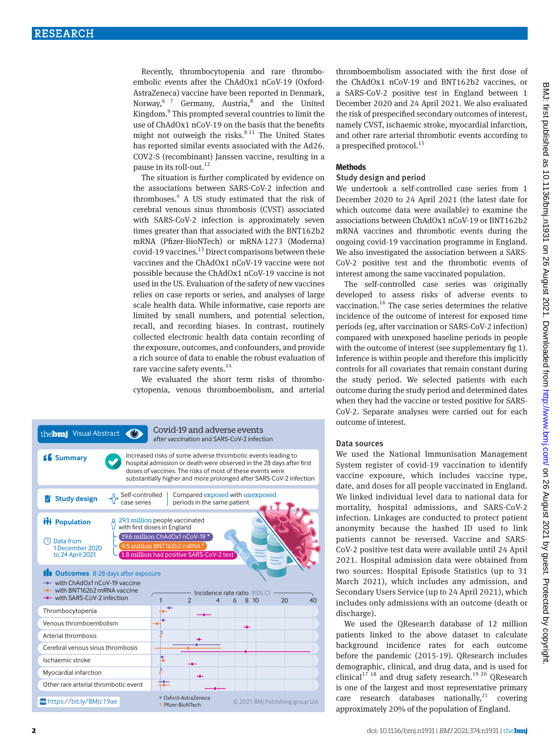Recently, thrombocytopenia and rare thromboembolic events after the ChAdOx1 nCoV-19 (Oxford-AstraZeneca) vaccine have been reported in Denmark, Norway,[6 7] Germany, Austria,[8] and the United Kingdom.[9] This prompted several countries to limit the use of ChAdOx1 nCoV-19 on the basis that the benefits might not outweigh the risks.[8-11] The United States has reported similar events associated with the Ad26.COV2-S (recombinant) Janssen vaccine, resulting in a pause in its roll-out.[12]

The situation is further complicated by evidence on the associations between SARS-CoV-2 infection and thromboses.[4] A US study estimated that the risk of cerebral venous sinus thrombosis (CVST) associated with SARS-CoV-2 infection is approximately seven times greater than that associated with the BNT162b2 mRNA (Pfizer-BioNTech) or mRNA-1273 (Moderna) covid-19 vaccines.[13] Direct comparisons between these vaccines and the ChAdOx1 nCoV-19 vaccine were not possible because the ChAdOx1 nCoV-19 vaccine is not used in the US. Evaluation of the safety of new vaccines relies on case reports or series, and analyses of large scale health data. While informative, case reports are limited by small numbers, and potential selection, recall, and recording biases. In contrast, routinely collected electronic health data contain recording of the exposure, outcomes, and confounders, and provide a rich source of data to enable the robust evaluation of rare vaccine safety events.[14]

We evaluated the short term risks of thrombocytopenia, venous thromboembolism, and arterial thromboembolism associated with the first dose of the ChAdOx1 nCoV-19 and BNT162b2 vaccines, or a SARS-CoV-2 positive test in England between 1 December 2020 and 24 April 2021. We also evaluated the risk of prespecified secondary outcomes of interest, namely CVST, ischaemic stroke, myocardial infarction, and other rare arterial thrombotic events according to a prespecified protocol.[15]

**thebmj Visual Abstract — Covid-19 and adverse events after vaccination and SARS-CoV-2 infection**

**Summary:** Increased risks of some adverse thrombotic events leading to hospital admission or death were observed in the 28 days after first doses of vaccines. The risks of most of these events were substantially higher and more prolonged after SARS-CoV-2 infection

**Study design:** Self-controlled case series. Compared exposed with unexposed periods in the same patient

**Population:** 29.1 million people vaccinated with first doses in England
- 19.6 million ChAdOx1 nCoV-19 *
- 9.5 million BNT162b2 mRNA †
- 1.8 million had positive SARS-CoV-2 test

Data from 1 December 2020 to 24 April 2021

**Outcomes** 8-28 days after exposure (Incidence rate ratio 95% CI): with ChAdOx1 nCoV-19 vaccine; with BNT162b2 mRNA vaccine; with SARS-CoV-2 infection — Thrombocytopenia; Venous thromboembolism; Arterial thrombosis; Cerebral venous sinus thrombosis; Ischaemic stroke; Myocardial infarction; Other rare arterial thrombotic event

\* Oxford-AstraZeneca † Pfizer-BioNTech

https://bit.ly/BMJc19ae © 2021 BMJ Publishing group Ltd.

## Methods

### Study design and period

We undertook a self-controlled case series from 1 December 2020 to 24 April 2021 (the latest date for which outcome data were available) to examine the associations between ChAdOx1 nCoV-19 or BNT162b2 mRNA vaccines and thrombotic events during the ongoing covid-19 vaccination programme in England. We also investigated the association between a SARS-CoV-2 positive test and the thrombotic events of interest among the same vaccinated population.

The self-controlled case series was originally developed to assess risks of adverse events to vaccination.[16] The case series determines the relative incidence of the outcome of interest for exposed time periods (eg, after vaccination or SARS-CoV-2 infection) compared with unexposed baseline periods in people with the outcome of interest (see supplementary fig 1). Inference is within people and therefore this implicitly controls for all covariates that remain constant during the study period. We selected patients with each outcome during the study period and determined dates when they had the vaccine or tested positive for SARS-CoV-2. Separate analyses were carried out for each outcome of interest.

### Data sources

We used the National Immunisation Management System register of covid-19 vaccination to identify vaccine exposure, which includes vaccine type, date, and doses for all people vaccinated in England. We linked individual level data to national data for mortality, hospital admissions, and SARS-CoV-2 infection. Linkages are conducted to protect patient anonymity because the hashed ID used to link patients cannot be reversed. Vaccine and SARS-CoV-2 positive test data were available until 24 April 2021. Hospital admission data were obtained from two sources: Hospital Episode Statistics (up to 31 March 2021), which includes any admission, and Secondary Users Service (up to 24 April 2021), which includes only admissions with an outcome (death or discharge).

We used the QResearch database of 12 million patients linked to the above dataset to calculate background incidence rates for each outcome before the pandemic (2015-19). QResearch includes demographic, clinical, and drug data, and is used for clinical[17 18] and drug safety research.[19 20] QResearch is one of the largest and most representative primary care research databases nationally,[21] covering approximately 20% of the population of England.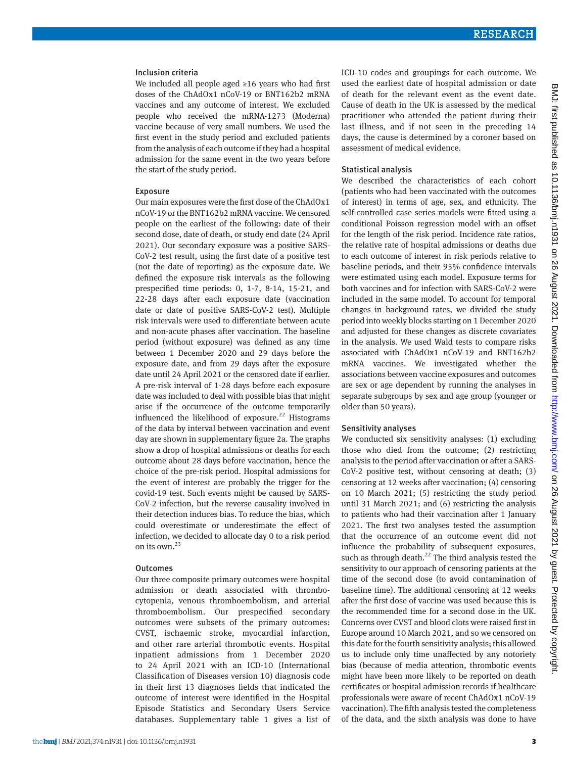### Inclusion criteria

We included all people aged ≥16 years who had first doses of the ChAdOx1 nCoV-19 or BNT162b2 mRNA vaccines and any outcome of interest. We excluded people who received the mRNA-1273 (Moderna) vaccine because of very small numbers. We used the first event in the study period and excluded patients from the analysis of each outcome if they had a hospital admission for the same event in the two years before the start of the study period.

### Exposure

Our main exposures were the first dose of the ChAdOx1 nCoV-19 or the BNT162b2 mRNA vaccine. We censored people on the earliest of the following: date of their second dose, date of death, or study end date (24 April 2021). Our secondary exposure was a positive SARS-CoV-2 test result, using the first date of a positive test (not the date of reporting) as the exposure date. We defined the exposure risk intervals as the following prespecified time periods: 0, 1-7, 8-14, 15-21, and 22-28 days after each exposure date (vaccination date or date of positive SARS-CoV-2 test). Multiple risk intervals were used to differentiate between acute and non-acute phases after vaccination. The baseline period (without exposure) was defined as any time between 1 December 2020 and 29 days before the exposure date, and from 29 days after the exposure date until 24 April 2021 or the censored date if earlier. A pre-risk interval of 1-28 days before each exposure date was included to deal with possible bias that might arise if the occurrence of the outcome temporarily influenced the likelihood of exposure.[22] Histograms of the data by interval between vaccination and event day are shown in supplementary figure 2a. The graphs show a drop of hospital admissions or deaths for each outcome about 28 days before vaccination, hence the choice of the pre-risk period. Hospital admissions for the event of interest are probably the trigger for the covid-19 test. Such events might be caused by SARS-CoV-2 infection, but the reverse causality involved in their detection induces bias. To reduce the bias, which could overestimate or underestimate the effect of infection, we decided to allocate day 0 to a risk period on its own.[23]

### Outcomes

Our three composite primary outcomes were hospital admission or death associated with thrombocytopenia, venous thromboembolism, and arterial thromboembolism. Our prespecified secondary outcomes were subsets of the primary outcomes: CVST, ischaemic stroke, myocardial infarction, and other rare arterial thrombotic events. Hospital inpatient admissions from 1 December 2020 to 24 April 2021 with an ICD-10 (International Classification of Diseases version 10) diagnosis code in their first 13 diagnoses fields that indicated the outcome of interest were identified in the Hospital Episode Statistics and Secondary Users Service databases. Supplementary table 1 gives a list of ICD-10 codes and groupings for each outcome. We used the earliest date of hospital admission or date of death for the relevant event as the event date. Cause of death in the UK is assessed by the medical practitioner who attended the patient during their last illness, and if not seen in the preceding 14 days, the cause is determined by a coroner based on assessment of medical evidence.

### Statistical analysis

We described the characteristics of each cohort (patients who had been vaccinated with the outcomes of interest) in terms of age, sex, and ethnicity. The self-controlled case series models were fitted using a conditional Poisson regression model with an offset for the length of the risk period. Incidence rate ratios, the relative rate of hospital admissions or deaths due to each outcome of interest in risk periods relative to baseline periods, and their 95% confidence intervals were estimated using each model. Exposure terms for both vaccines and for infection with SARS-CoV-2 were included in the same model. To account for temporal changes in background rates, we divided the study period into weekly blocks starting on 1 December 2020 and adjusted for these changes as discrete covariates in the analysis. We used Wald tests to compare risks associated with ChAdOx1 nCoV-19 and BNT162b2 mRNA vaccines. We investigated whether the associations between vaccine exposures and outcomes are sex or age dependent by running the analyses in separate subgroups by sex and age group (younger or older than 50 years).

### Sensitivity analyses

We conducted six sensitivity analyses: (1) excluding those who died from the outcome; (2) restricting analysis to the period after vaccination or after a SARS-CoV-2 positive test, without censoring at death; (3) censoring at 12 weeks after vaccination; (4) censoring on 10 March 2021; (5) restricting the study period until 31 March 2021; and (6) restricting the analysis to patients who had their vaccination after 1 January 2021. The first two analyses tested the assumption that the occurrence of an outcome event did not influence the probability of subsequent exposures, such as through death.[22] The third analysis tested the sensitivity to our approach of censoring patients at the time of the second dose (to avoid contamination of baseline time). The additional censoring at 12 weeks after the first dose of vaccine was used because this is the recommended time for a second dose in the UK. Concerns over CVST and blood clots were raised first in Europe around 10 March 2021, and so we censored on this date for the fourth sensitivity analysis; this allowed us to include only time unaffected by any notoriety bias (because of media attention, thrombotic events might have been more likely to be reported on death certificates or hospital admission records if healthcare professionals were aware of recent ChAdOx1 nCoV-19 vaccination). The fifth analysis tested the completeness of the data, and the sixth analysis was done to have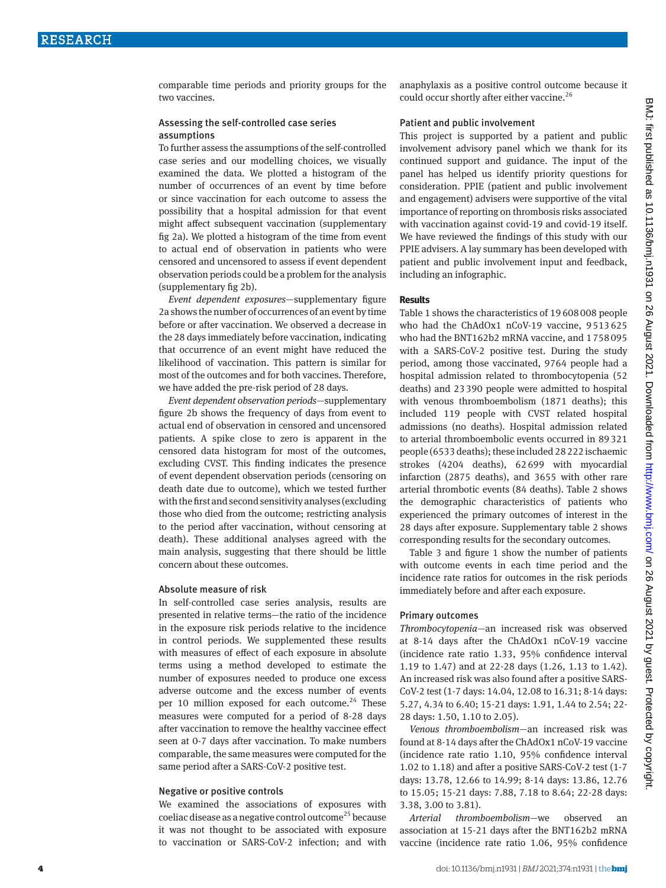comparable time periods and priority groups for the two vaccines.

### Assessing the self-controlled case series assumptions

To further assess the assumptions of the self-controlled case series and our modelling choices, we visually examined the data. We plotted a histogram of the number of occurrences of an event by time before or since vaccination for each outcome to assess the possibility that a hospital admission for that event might affect subsequent vaccination (supplementary fig 2a). We plotted a histogram of the time from event to actual end of observation in patients who were censored and uncensored to assess if event dependent observation periods could be a problem for the analysis (supplementary fig 2b).

*Event dependent exposures*—supplementary figure 2a shows the number of occurrences of an event by time before or after vaccination. We observed a decrease in the 28 days immediately before vaccination, indicating that occurrence of an event might have reduced the likelihood of vaccination. This pattern is similar for most of the outcomes and for both vaccines. Therefore, we have added the pre-risk period of 28 days.

*Event dependent observation periods*—supplementary figure 2b shows the frequency of days from event to actual end of observation in censored and uncensored patients. A spike close to zero is apparent in the censored data histogram for most of the outcomes, excluding CVST. This finding indicates the presence of event dependent observation periods (censoring on death date due to outcome), which we tested further with the first and second sensitivity analyses (excluding those who died from the outcome; restricting analysis to the period after vaccination, without censoring at death). These additional analyses agreed with the main analysis, suggesting that there should be little concern about these outcomes.

### Absolute measure of risk

In self-controlled case series analysis, results are presented in relative terms—the ratio of the incidence in the exposure risk periods relative to the incidence in control periods. We supplemented these results with measures of effect of each exposure in absolute terms using a method developed to estimate the number of exposures needed to produce one excess adverse outcome and the excess number of events per 10 million exposed for each outcome.[24] These measures were computed for a period of 8-28 days after vaccination to remove the healthy vaccinee effect seen at 0-7 days after vaccination. To make numbers comparable, the same measures were computed for the same period after a SARS-CoV-2 positive test.

### Negative or positive controls

We examined the associations of exposures with coeliac disease as a negative control outcome[25] because it was not thought to be associated with exposure to vaccination or SARS-CoV-2 infection; and with anaphylaxis as a positive control outcome because it could occur shortly after either vaccine.[26]

### Patient and public involvement

This project is supported by a patient and public involvement advisory panel which we thank for its continued support and guidance. The input of the panel has helped us identify priority questions for consideration. PPIE (patient and public involvement and engagement) advisers were supportive of the vital importance of reporting on thrombosis risks associated with vaccination against covid-19 and covid-19 itself. We have reviewed the findings of this study with our PPIE advisers. A lay summary has been developed with patient and public involvement input and feedback, including an infographic.

## Results

Table 1 shows the characteristics of 19 608 008 people who had the ChAdOx1 nCoV-19 vaccine, 9 513 625 who had the BNT162b2 mRNA vaccine, and 1 758 095 with a SARS-CoV-2 positive test. During the study period, among those vaccinated, 9764 people had a hospital admission related to thrombocytopenia (52 deaths) and 23 390 people were admitted to hospital with venous thromboembolism (1871 deaths); this included 119 people with CVST related hospital admissions (no deaths). Hospital admission related to arterial thromboembolic events occurred in 89 321 people (6533 deaths); these included 28 222 ischaemic strokes (4204 deaths), 62 699 with myocardial infarction (2875 deaths), and 3655 with other rare arterial thrombotic events (84 deaths). Table 2 shows the demographic characteristics of patients who experienced the primary outcomes of interest in the 28 days after exposure. Supplementary table 2 shows corresponding results for the secondary outcomes.

Table 3 and figure 1 show the number of patients with outcome events in each time period and the incidence rate ratios for outcomes in the risk periods immediately before and after each exposure.

### Primary outcomes

*Thrombocytopenia*—an increased risk was observed at 8-14 days after the ChAdOx1 nCoV-19 vaccine (incidence rate ratio 1.33, 95% confidence interval 1.19 to 1.47) and at 22-28 days (1.26, 1.13 to 1.42). An increased risk was also found after a positive SARS-CoV-2 test (1-7 days: 14.04, 12.08 to 16.31; 8-14 days: 5.27, 4.34 to 6.40; 15-21 days: 1.91, 1.44 to 2.54; 22-28 days: 1.50, 1.10 to 2.05).

*Venous thromboembolism*—an increased risk was found at 8-14 days after the ChAdOx1 nCoV-19 vaccine (incidence rate ratio 1.10, 95% confidence interval 1.02 to 1.18) and after a positive SARS-CoV-2 test (1-7 days: 13.78, 12.66 to 14.99; 8-14 days: 13.86, 12.76 to 15.05; 15-21 days: 7.88, 7.18 to 8.64; 22-28 days: 3.38, 3.00 to 3.81).

*Arterial thromboembolism*—we observed an association at 15-21 days after the BNT162b2 mRNA vaccine (incidence rate ratio 1.06, 95% confidence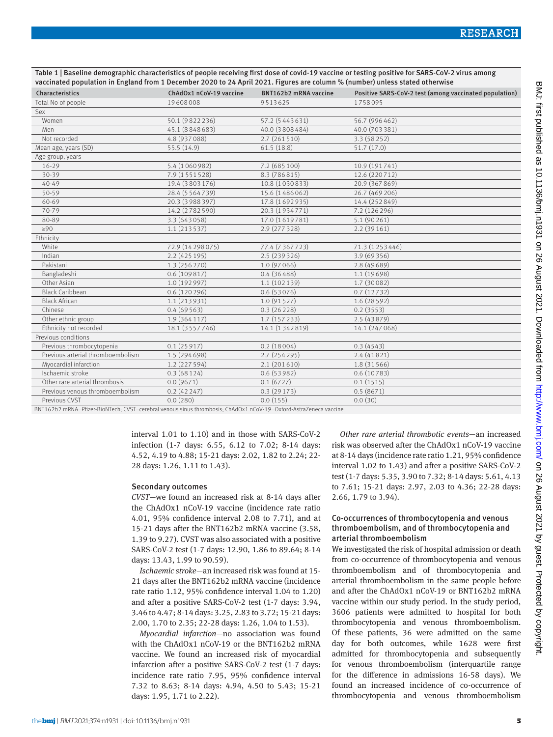Table 1 | Baseline demographic characteristics of people receiving first dose of covid-19 vaccine or testing positive for SARS-CoV-2 virus among vaccinated population in England from 1 December 2020 to 24 April 2021. Figures are column % (number) unless stated otherwise

| Characteristics | ChAdOx1 nCoV-19 vaccine | BNT162b2 mRNA vaccine | Positive SARS-CoV-2 test (among vaccinated population) |
|---|---|---|---|
| Total No of people | 19608008 | 9513625 | 1758095 |
| Sex | | | |
| Women | 50.1 (9822236) | 57.2 (5443631) | 56.7 (996462) |
| Men | 45.1 (8848683) | 40.0 (3808484) | 40.0 (703381) |
| Not recorded | 4.8 (937088) | 2.7 (261510) | 3.3 (58252) |
| Mean age, years (SD) | 55.5 (14.9) | 61.5 (18.8) | 51.7 (17.0) |
| Age group, years | | | |
| 16-29 | 5.4 (1060982) | 7.2 (685100) | 10.9 (191741) |
| 30-39 | 7.9 (1551528) | 8.3 (786815) | 12.6 (220712) |
| 40-49 | 19.4 (3803176) | 10.8 (1030833) | 20.9 (367869) |
| 50-59 | 28.4 (5564739) | 15.6 (1486062) | 26.7 (469206) |
| 60-69 | 20.3 (3988397) | 17.8 (1692935) | 14.4 (252849) |
| 70-79 | 14.2 (2782590) | 20.3 (1934771) | 7.2 (126296) |
| 80-89 | 3.3 (643058) | 17.0 (1619781) | 5.1 (90261) |
| ≥90 | 1.1 (213537) | 2.9 (277328) | 2.2 (39161) |
| Ethnicity | | | |
| White | 72.9 (14298075) | 77.4 (7367723) | 71.3 (1253446) |
| Indian | 2.2 (425195) | 2.5 (239326) | 3.9 (69356) |
| Pakistani | 1.3 (256270) | 1.0 (97066) | 2.8 (49689) |
| Bangladeshi | 0.6 (109817) | 0.4 (36488) | 1.1 (19698) |
| Other Asian | 1.0 (192997) | 1.1 (102139) | 1.7 (30082) |
| Black Caribbean | 0.6 (120296) | 0.6 (53076) | 0.7 (12732) |
| Black African | 1.1 (213931) | 1.0 (91527) | 1.6 (28592) |
| Chinese | 0.4 (69563) | 0.3 (26228) | 0.2 (3553) |
| Other ethnic group | 1.9 (364117) | 1.7 (157233) | 2.5 (43879) |
| Ethnicity not recorded | 18.1 (3557746) | 14.1 (1342819) | 14.1 (247068) |
| Previous conditions | | | |
| Previous thrombocytopenia | 0.1 (25917) | 0.2 (18004) | 0.3 (4543) |
| Previous arterial thromboembolism | 1.5 (294698) | 2.7 (254295) | 2.4 (41821) |
| Myocardial infarction | 1.2 (227594) | 2.1 (201610) | 1.8 (31566) |
| Ischaemic stroke | 0.3 (68124) | 0.6 (53982) | 0.6 (10783) |
| Other rare arterial thrombosis | 0.0 (9671) | 0.1 (6727) | 0.1 (1515) |
| Previous venous thromboembolism | 0.2 (42247) | 0.3 (29173) | 0.5 (8671) |
| Previous CVST | 0.0 (280) | 0.0 (155) | 0.0 (30) |

BNT162b2 mRNA=Pfizer-BioNTech; CVST=cerebral venous sinus thrombosis; ChAdOx1 nCoV-19=Oxford-AstraZeneca vaccine.

interval 1.01 to 1.10) and in those with SARS-CoV-2 infection (1-7 days: 6.55, 6.12 to 7.02; 8-14 days: 4.52, 4.19 to 4.88; 15-21 days: 2.02, 1.82 to 2.24; 22-28 days: 1.26, 1.11 to 1.43).

### Secondary outcomes

*CVST*—we found an increased risk at 8-14 days after the ChAdOx1 nCoV-19 vaccine (incidence rate ratio 4.01, 95% confidence interval 2.08 to 7.71), and at 15-21 days after the BNT162b2 mRNA vaccine (3.58, 1.39 to 9.27). CVST was also associated with a positive SARS-CoV-2 test (1-7 days: 12.90, 1.86 to 89.64; 8-14 days: 13.43, 1.99 to 90.59).

*Ischaemic stroke*—an increased risk was found at 15-21 days after the BNT162b2 mRNA vaccine (incidence rate ratio 1.12, 95% confidence interval 1.04 to 1.20) and after a positive SARS-CoV-2 test (1-7 days: 3.94, 3.46 to 4.47; 8-14 days: 3.25, 2.83 to 3.72; 15-21 days: 2.00, 1.70 to 2.35; 22-28 days: 1.26, 1.04 to 1.53).

*Myocardial infarction*—no association was found with the ChAdOx1 nCoV-19 or the BNT162b2 mRNA vaccine. We found an increased risk of myocardial infarction after a positive SARS-CoV-2 test (1-7 days: incidence rate ratio 7.95, 95% confidence interval 7.32 to 8.63; 8-14 days: 4.94, 4.50 to 5.43; 15-21 days: 1.95, 1.71 to 2.22).

*Other rare arterial thrombotic events*—an increased risk was observed after the ChAdOx1 nCoV-19 vaccine at 8-14 days (incidence rate ratio 1.21, 95% confidence interval 1.02 to 1.43) and after a positive SARS-CoV-2 test (1-7 days: 5.35, 3.90 to 7.32; 8-14 days: 5.61, 4.13 to 7.61; 15-21 days: 2.97, 2.03 to 4.36; 22-28 days: 2.66, 1.79 to 3.94).

### Co-occurrences of thrombocytopenia and venous thromboembolism, and of thrombocytopenia and arterial thromboembolism

We investigated the risk of hospital admission or death from co-occurrence of thrombocytopenia and venous thromboembolism and of thrombocytopenia and arterial thromboembolism in the same people before and after the ChAdOx1 nCoV-19 or BNT162b2 mRNA vaccine within our study period. In the study period, 3606 patients were admitted to hospital for both thrombocytopenia and venous thromboembolism. Of these patients, 36 were admitted on the same day for both outcomes, while 1628 were first admitted for thrombocytopenia and subsequently for venous thromboembolism (interquartile range for the difference in admissions 16-58 days). We found an increased incidence of co-occurrence of thrombocytopenia and venous thromboembolism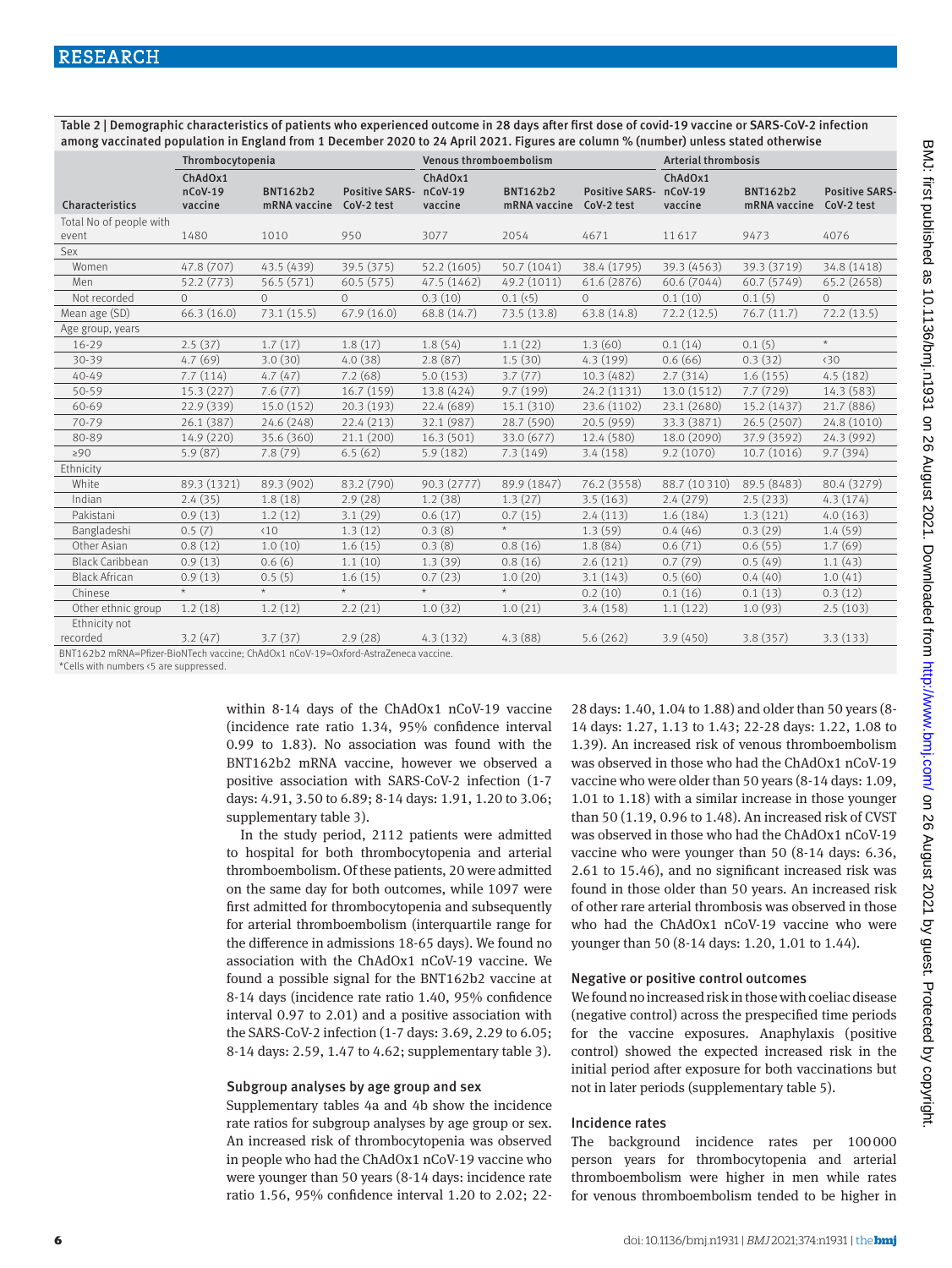Table 2 | Demographic characteristics of patients who experienced outcome in 28 days after first dose of covid-19 vaccine or SARS-CoV-2 infection among vaccinated population in England from 1 December 2020 to 24 April 2021. Figures are column % (number) unless stated otherwise

| Characteristics | Thrombocytopenia | | | Venous thromboembolism | | | Arterial thrombosis | | |
|---|---|---|---|---|---|---|---|---|---|
| | ChAdOx1 nCoV-19 vaccine | BNT162b2 mRNA vaccine | Positive SARS-CoV-2 test | ChAdOx1 nCoV-19 vaccine | BNT162b2 mRNA vaccine | Positive SARS-CoV-2 test | ChAdOx1 nCoV-19 vaccine | BNT162b2 mRNA vaccine | Positive SARS-CoV-2 test |
| Total No of people with event | 1480 | 1010 | 950 | 3077 | 2054 | 4671 | 11617 | 9473 | 4076 |
| Sex | | | | | | | | | |
| Women | 47.8 (707) | 43.5 (439) | 39.5 (375) | 52.2 (1605) | 50.7 (1041) | 38.4 (1795) | 39.3 (4563) | 39.3 (3719) | 34.8 (1418) |
| Men | 52.2 (773) | 56.5 (571) | 60.5 (575) | 47.5 (1462) | 49.2 (1011) | 61.6 (2876) | 60.6 (7044) | 60.7 (5749) | 65.2 (2658) |
| Not recorded | 0 | 0 | 0 | 0.3 (10) | 0.1 (<5) | 0 | 0.1 (10) | 0.1 (5) | 0 |
| Mean age (SD) | 66.3 (16.0) | 73.1 (15.5) | 67.9 (16.0) | 68.8 (14.7) | 73.5 (13.8) | 63.8 (14.8) | 72.2 (12.5) | 76.7 (11.7) | 72.2 (13.5) |
| Age group, years | | | | | | | | | |
| 16-29 | 2.5 (37) | 1.7 (17) | 1.8 (17) | 1.8 (54) | 1.1 (22) | 1.3 (60) | 0.1 (14) | 0.1 (5) | * |
| 30-39 | 4.7 (69) | 3.0 (30) | 4.0 (38) | 2.8 (87) | 1.5 (30) | 4.3 (199) | 0.6 (66) | 0.3 (32) | <30 |
| 40-49 | 7.7 (114) | 4.7 (47) | 7.2 (68) | 5.0 (153) | 3.7 (77) | 10.3 (482) | 2.7 (314) | 1.6 (155) | 4.5 (182) |
| 50-59 | 15.3 (227) | 7.6 (77) | 16.7 (159) | 13.8 (424) | 9.7 (199) | 24.2 (1131) | 13.0 (1512) | 7.7 (729) | 14.3 (583) |
| 60-69 | 22.9 (339) | 15.0 (152) | 20.3 (193) | 22.4 (689) | 15.1 (310) | 23.6 (1102) | 23.1 (2680) | 15.2 (1437) | 21.7 (886) |
| 70-79 | 26.1 (387) | 24.6 (248) | 22.4 (213) | 32.1 (987) | 28.7 (590) | 20.5 (959) | 33.3 (3871) | 26.5 (2507) | 24.8 (1010) |
| 80-89 | 14.9 (220) | 35.6 (360) | 21.1 (200) | 16.3 (501) | 33.0 (677) | 12.4 (580) | 18.0 (2090) | 37.9 (3592) | 24.3 (992) |
| ≥90 | 5.9 (87) | 7.8 (79) | 6.5 (62) | 5.9 (182) | 7.3 (149) | 3.4 (158) | 9.2 (1070) | 10.7 (1016) | 9.7 (394) |
| Ethnicity | | | | | | | | | |
| White | 89.3 (1321) | 89.3 (902) | 83.2 (790) | 90.3 (2777) | 89.9 (1847) | 76.2 (3558) | 88.7 (10310) | 89.5 (8483) | 80.4 (3279) |
| Indian | 2.4 (35) | 1.8 (18) | 2.9 (28) | 1.2 (38) | 1.3 (27) | 3.5 (163) | 2.4 (279) | 2.5 (233) | 4.3 (174) |
| Pakistani | 0.9 (13) | 1.2 (12) | 3.1 (29) | 0.6 (17) | 0.7 (15) | 2.4 (113) | 1.6 (184) | 1.3 (121) | 4.0 (163) |
| Bangladeshi | 0.5 (7) | <10 | 1.3 (12) | 0.3 (8) | * | 1.3 (59) | 0.4 (46) | 0.3 (29) | 1.4 (59) |
| Other Asian | 0.8 (12) | 1.0 (10) | 1.6 (15) | 0.3 (8) | 0.8 (16) | 1.8 (84) | 0.6 (71) | 0.6 (55) | 1.7 (69) |
| Black Caribbean | 0.9 (13) | 0.6 (6) | 1.1 (10) | 1.3 (39) | 0.8 (16) | 2.6 (121) | 0.7 (79) | 0.5 (49) | 1.1 (43) |
| Black African | 0.9 (13) | 0.5 (5) | 1.6 (15) | 0.7 (23) | 1.0 (20) | 3.1 (143) | 0.5 (60) | 0.4 (40) | 1.0 (41) |
| Chinese | * | * | * | * | * | 0.2 (10) | 0.1 (16) | 0.1 (13) | 0.3 (12) |
| Other ethnic group | 1.2 (18) | 1.2 (12) | 2.2 (21) | 1.0 (32) | 1.0 (21) | 3.4 (158) | 1.1 (122) | 1.0 (93) | 2.5 (103) |
| Ethnicity not recorded | 3.2 (47) | 3.7 (37) | 2.9 (28) | 4.3 (132) | 4.3 (88) | 5.6 (262) | 3.9 (450) | 3.8 (357) | 3.3 (133) |

BNT162b2 mRNA=Pfizer-BioNTech vaccine; ChAdOx1 nCoV-19=Oxford-AstraZeneca vaccine.
*Cells with numbers <5 are suppressed.

within 8-14 days of the ChAdOx1 nCoV-19 vaccine (incidence rate ratio 1.34, 95% confidence interval 0.99 to 1.83). No association was found with the BNT162b2 mRNA vaccine, however we observed a positive association with SARS-CoV-2 infection (1-7 days: 4.91, 3.50 to 6.89; 8-14 days: 1.91, 1.20 to 3.06; supplementary table 3).

In the study period, 2112 patients were admitted to hospital for both thrombocytopenia and arterial thromboembolism. Of these patients, 20 were admitted on the same day for both outcomes, while 1097 were first admitted for thrombocytopenia and subsequently for arterial thromboembolism (interquartile range for the difference in admissions 18-65 days). We found no association with the ChAdOx1 nCoV-19 vaccine. We found a possible signal for the BNT162b2 vaccine at 8-14 days (incidence rate ratio 1.40, 95% confidence interval 0.97 to 2.01) and a positive association with the SARS-CoV-2 infection (1-7 days: 3.69, 2.29 to 6.05; 8-14 days: 2.59, 1.47 to 4.62; supplementary table 3).

### Subgroup analyses by age group and sex

Supplementary tables 4a and 4b show the incidence rate ratios for subgroup analyses by age group or sex. An increased risk of thrombocytopenia was observed in people who had the ChAdOx1 nCoV-19 vaccine who were younger than 50 years (8-14 days: incidence rate ratio 1.56, 95% confidence interval 1.20 to 2.02; 22-28 days: 1.40, 1.04 to 1.88) and older than 50 years (8-14 days: 1.27, 1.13 to 1.43; 22-28 days: 1.22, 1.08 to 1.39). An increased risk of venous thromboembolism was observed in those who had the ChAdOx1 nCoV-19 vaccine who were older than 50 years (8-14 days: 1.09, 1.01 to 1.18) with a similar increase in those younger than 50 (1.19, 0.96 to 1.48). An increased risk of CVST was observed in those who had the ChAdOx1 nCoV-19 vaccine who were younger than 50 (8-14 days: 6.36, 2.61 to 15.46), and no significant increased risk was found in those older than 50 years. An increased risk of other rare arterial thrombosis was observed in those who had the ChAdOx1 nCoV-19 vaccine who were younger than 50 (8-14 days: 1.20, 1.01 to 1.44).

### Negative or positive control outcomes

We found no increased risk in those with coeliac disease (negative control) across the prespecified time periods for the vaccine exposures. Anaphylaxis (positive control) showed the expected increased risk in the initial period after exposure for both vaccinations but not in later periods (supplementary table 5).

### Incidence rates

The background incidence rates per 100000 person years for thrombocytopenia and arterial thromboembolism were higher in men while rates for venous thromboembolism tended to be higher in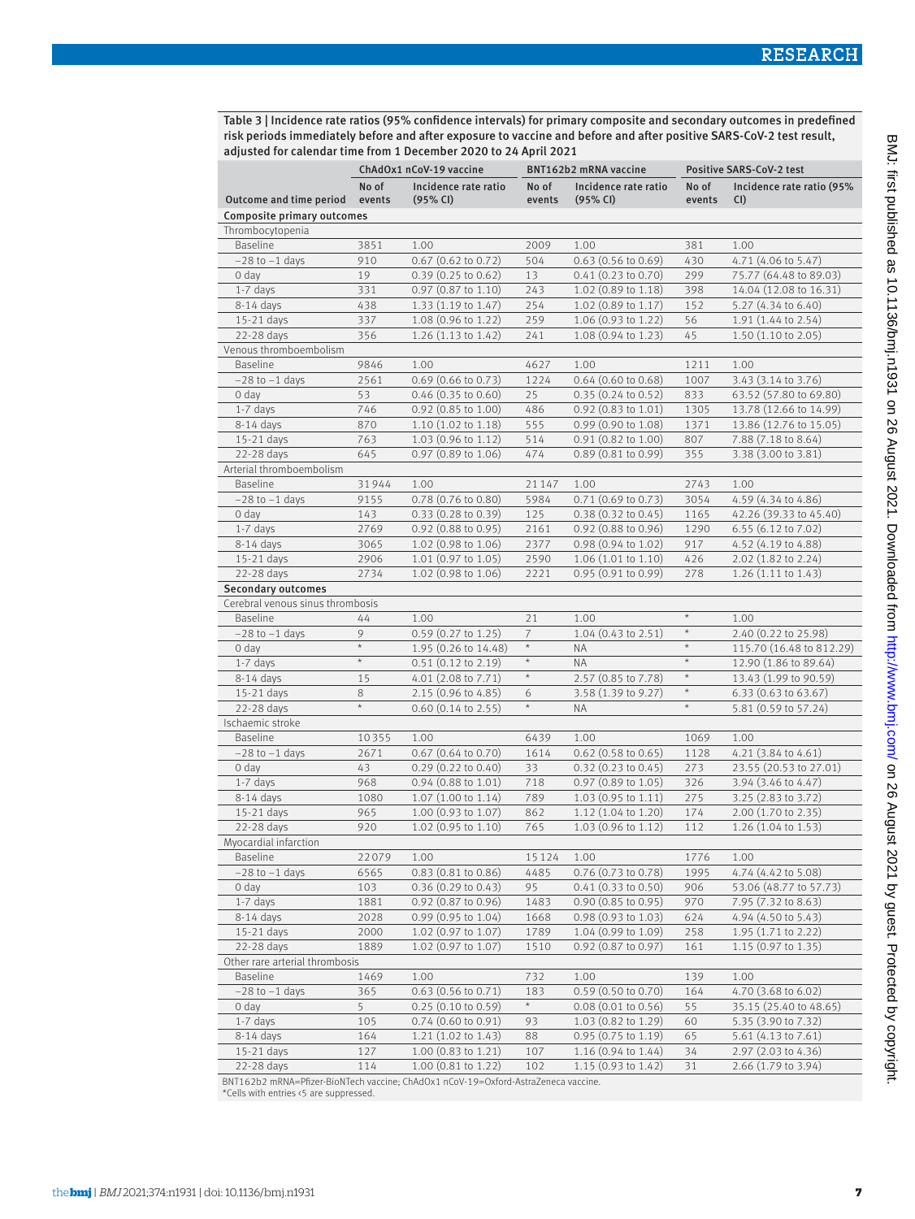**Table 3 | Incidence rate ratios (95% confidence intervals) for primary composite and secondary outcomes in predefined risk periods immediately before and after exposure to vaccine and before and after positive SARS-CoV-2 test result, adjusted for calendar time from 1 December 2020 to 24 April 2021**

| | ChAdOx1 nCoV-19 vaccine | | BNT162b2 mRNA vaccine | | Positive SARS-CoV-2 test | |
|---|---|---|---|---|---|---|
| Outcome and time period | No of events | Incidence rate ratio (95% CI) | No of events | Incidence rate ratio (95% CI) | No of events | Incidence rate ratio (95% CI) |
| **Composite primary outcomes** | | | | | | |
| Thrombocytopenia | | | | | | |
| Baseline | 3851 | 1.00 | 2009 | 1.00 | 381 | 1.00 |
| −28 to −1 days | 910 | 0.67 (0.62 to 0.72) | 504 | 0.63 (0.56 to 0.69) | 430 | 4.71 (4.06 to 5.47) |
| 0 day | 19 | 0.39 (0.25 to 0.62) | 13 | 0.41 (0.23 to 0.70) | 299 | 75.77 (64.48 to 89.03) |
| 1-7 days | 331 | 0.97 (0.87 to 1.10) | 243 | 1.02 (0.89 to 1.18) | 398 | 14.04 (12.08 to 16.31) |
| 8-14 days | 438 | 1.33 (1.19 to 1.47) | 254 | 1.02 (0.89 to 1.17) | 152 | 5.27 (4.34 to 6.40) |
| 15-21 days | 337 | 1.08 (0.96 to 1.22) | 259 | 1.06 (0.93 to 1.22) | 56 | 1.91 (1.44 to 2.54) |
| 22-28 days | 356 | 1.26 (1.13 to 1.42) | 241 | 1.08 (0.94 to 1.23) | 45 | 1.50 (1.10 to 2.05) |
| Venous thromboembolism | | | | | | |
| Baseline | 9846 | 1.00 | 4627 | 1.00 | 1211 | 1.00 |
| −28 to −1 days | 2561 | 0.69 (0.66 to 0.73) | 1224 | 0.64 (0.60 to 0.68) | 1007 | 3.43 (3.14 to 3.76) |
| 0 day | 53 | 0.46 (0.35 to 0.60) | 25 | 0.35 (0.24 to 0.52) | 833 | 63.52 (57.80 to 69.80) |
| 1-7 days | 746 | 0.92 (0.85 to 1.00) | 486 | 0.92 (0.83 to 1.01) | 1305 | 13.78 (12.66 to 14.99) |
| 8-14 days | 870 | 1.10 (1.02 to 1.18) | 555 | 0.99 (0.90 to 1.08) | 1371 | 13.86 (12.76 to 15.05) |
| 15-21 days | 763 | 1.03 (0.96 to 1.12) | 514 | 0.91 (0.82 to 1.00) | 807 | 7.88 (7.18 to 8.64) |
| 22-28 days | 645 | 0.97 (0.89 to 1.06) | 474 | 0.89 (0.81 to 0.99) | 355 | 3.38 (3.00 to 3.81) |
| Arterial thromboembolism | | | | | | |
| Baseline | 31944 | 1.00 | 21147 | 1.00 | 2743 | 1.00 |
| −28 to −1 days | 9155 | 0.78 (0.76 to 0.80) | 5984 | 0.71 (0.69 to 0.73) | 3054 | 4.59 (4.34 to 4.86) |
| 0 day | 143 | 0.33 (0.28 to 0.39) | 125 | 0.38 (0.32 to 0.45) | 1165 | 42.26 (39.33 to 45.40) |
| 1-7 days | 2769 | 0.92 (0.88 to 0.95) | 2161 | 0.92 (0.88 to 0.96) | 1290 | 6.55 (6.12 to 7.02) |
| 8-14 days | 3065 | 1.02 (0.98 to 1.06) | 2377 | 0.98 (0.94 to 1.02) | 917 | 4.52 (4.19 to 4.88) |
| 15-21 days | 2906 | 1.01 (0.97 to 1.05) | 2590 | 1.06 (1.01 to 1.10) | 426 | 2.02 (1.82 to 2.24) |
| 22-28 days | 2734 | 1.02 (0.98 to 1.06) | 2221 | 0.95 (0.91 to 0.99) | 278 | 1.26 (1.11 to 1.43) |
| **Secondary outcomes** | | | | | | |
| Cerebral venous sinus thrombosis | | | | | | |
| Baseline | 44 | 1.00 | 21 | 1.00 | * | 1.00 |
| −28 to −1 days | 9 | 0.59 (0.27 to 1.25) | 7 | 1.04 (0.43 to 2.51) | * | 2.40 (0.22 to 25.98) |
| 0 day | * | 1.95 (0.26 to 14.48) | * | NA | * | 115.70 (16.48 to 812.29) |
| 1-7 days | * | 0.51 (0.12 to 2.19) | * | NA | * | 12.90 (1.86 to 89.64) |
| 8-14 days | 15 | 4.01 (2.08 to 7.71) | * | 2.57 (0.85 to 7.78) | * | 13.43 (1.99 to 90.59) |
| 15-21 days | 8 | 2.15 (0.96 to 4.85) | 6 | 3.58 (1.39 to 9.27) | * | 6.33 (0.63 to 63.67) |
| 22-28 days | * | 0.60 (0.14 to 2.55) | * | NA | * | 5.81 (0.59 to 57.24) |
| Ischaemic stroke | | | | | | |
| Baseline | 10355 | 1.00 | 6439 | 1.00 | 1069 | 1.00 |
| −28 to −1 days | 2671 | 0.67 (0.64 to 0.70) | 1614 | 0.62 (0.58 to 0.65) | 1128 | 4.21 (3.84 to 4.61) |
| 0 day | 43 | 0.29 (0.22 to 0.40) | 33 | 0.32 (0.23 to 0.45) | 273 | 23.55 (20.53 to 27.01) |
| 1-7 days | 968 | 0.94 (0.88 to 1.01) | 718 | 0.97 (0.89 to 1.05) | 326 | 3.94 (3.46 to 4.47) |
| 8-14 days | 1080 | 1.07 (1.00 to 1.14) | 789 | 1.03 (0.95 to 1.11) | 275 | 3.25 (2.83 to 3.72) |
| 15-21 days | 965 | 1.00 (0.93 to 1.07) | 862 | 1.12 (1.04 to 1.20) | 174 | 2.00 (1.70 to 2.35) |
| 22-28 days | 920 | 1.02 (0.95 to 1.10) | 765 | 1.03 (0.96 to 1.12) | 112 | 1.26 (1.04 to 1.53) |
| Myocardial infarction | | | | | | |
| Baseline | 22079 | 1.00 | 15124 | 1.00 | 1776 | 1.00 |
| −28 to −1 days | 6565 | 0.83 (0.81 to 0.86) | 4485 | 0.76 (0.73 to 0.78) | 1995 | 4.74 (4.42 to 5.08) |
| 0 day | 103 | 0.36 (0.29 to 0.43) | 95 | 0.41 (0.33 to 0.50) | 906 | 53.06 (48.77 to 57.73) |
| 1-7 days | 1881 | 0.92 (0.87 to 0.96) | 1483 | 0.90 (0.85 to 0.95) | 970 | 7.95 (7.32 to 8.63) |
| 8-14 days | 2028 | 0.99 (0.95 to 1.04) | 1668 | 0.98 (0.93 to 1.03) | 624 | 4.94 (4.50 to 5.43) |
| 15-21 days | 2000 | 1.02 (0.97 to 1.07) | 1789 | 1.04 (0.99 to 1.09) | 258 | 1.95 (1.71 to 2.22) |
| 22-28 days | 1889 | 1.02 (0.97 to 1.07) | 1510 | 0.92 (0.87 to 0.97) | 161 | 1.15 (0.97 to 1.35) |
| Other rare arterial thrombosis | | | | | | |
| Baseline | 1469 | 1.00 | 732 | 1.00 | 139 | 1.00 |
| −28 to −1 days | 365 | 0.63 (0.56 to 0.71) | 183 | 0.59 (0.50 to 0.70) | 164 | 4.70 (3.68 to 6.02) |
| 0 day | 5 | 0.25 (0.10 to 0.59) | * | 0.08 (0.01 to 0.56) | 55 | 35.15 (25.40 to 48.65) |
| 1-7 days | 105 | 0.74 (0.60 to 0.91) | 93 | 1.03 (0.82 to 1.29) | 60 | 5.35 (3.90 to 7.32) |
| 8-14 days | 164 | 1.21 (1.02 to 1.43) | 88 | 0.95 (0.75 to 1.19) | 65 | 5.61 (4.13 to 7.61) |
| 15-21 days | 127 | 1.00 (0.83 to 1.21) | 107 | 1.16 (0.94 to 1.44) | 34 | 2.97 (2.03 to 4.36) |
| 22-28 days | 114 | 1.00 (0.81 to 1.22) | 102 | 1.15 (0.93 to 1.42) | 31 | 2.66 (1.79 to 3.94) |

BNT162b2 mRNA=Pfizer-BioNTech vaccine; ChAdOx1 nCoV-19=Oxford-AstraZeneca vaccine.
*Cells with entries <5 are suppressed.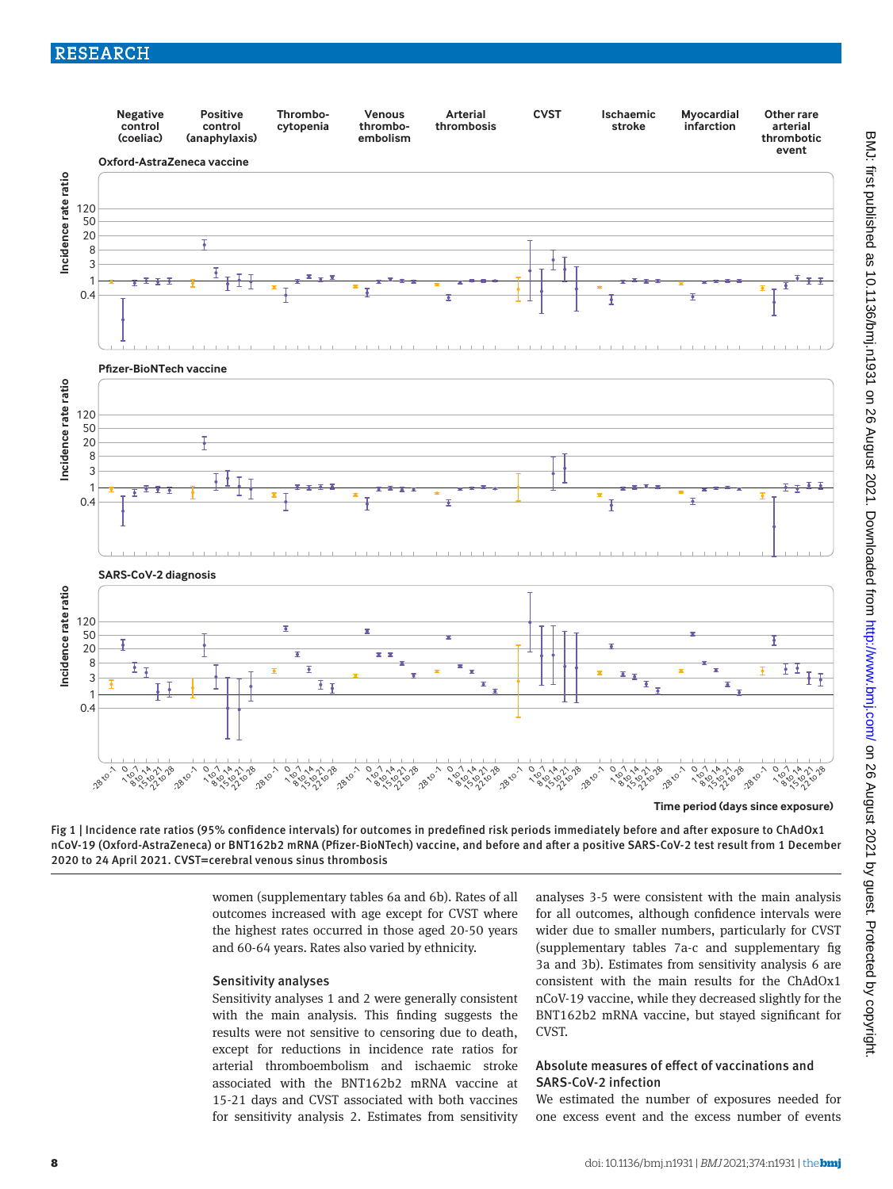Fig 1 | Incidence rate ratios (95% confidence intervals) for outcomes in predefined risk periods immediately before and after exposure to ChAdOx1 nCoV-19 (Oxford-AstraZeneca) or BNT162b2 mRNA (Pfizer-BioNTech) vaccine, and before and after a positive SARS-CoV-2 test result from 1 December 2020 to 24 April 2021. CVST=cerebral venous sinus thrombosis

women (supplementary tables 6a and 6b). Rates of all outcomes increased with age except for CVST where the highest rates occurred in those aged 20-50 years and 60-64 years. Rates also varied by ethnicity.

### Sensitivity analyses

Sensitivity analyses 1 and 2 were generally consistent with the main analysis. This finding suggests the results were not sensitive to censoring due to death, except for reductions in incidence rate ratios for arterial thromboembolism and ischaemic stroke associated with the BNT162b2 mRNA vaccine at 15-21 days and CVST associated with both vaccines for sensitivity analysis 2. Estimates from sensitivity analyses 3-5 were consistent with the main analysis for all outcomes, although confidence intervals were wider due to smaller numbers, particularly for CVST (supplementary tables 7a-c and supplementary fig 3a and 3b). Estimates from sensitivity analysis 6 are consistent with the main results for the ChAdOx1 nCoV-19 vaccine, while they decreased slightly for the BNT162b2 mRNA vaccine, but stayed significant for CVST.

### Absolute measures of effect of vaccinations and SARS-CoV-2 infection

We estimated the number of exposures needed for one excess event and the excess number of events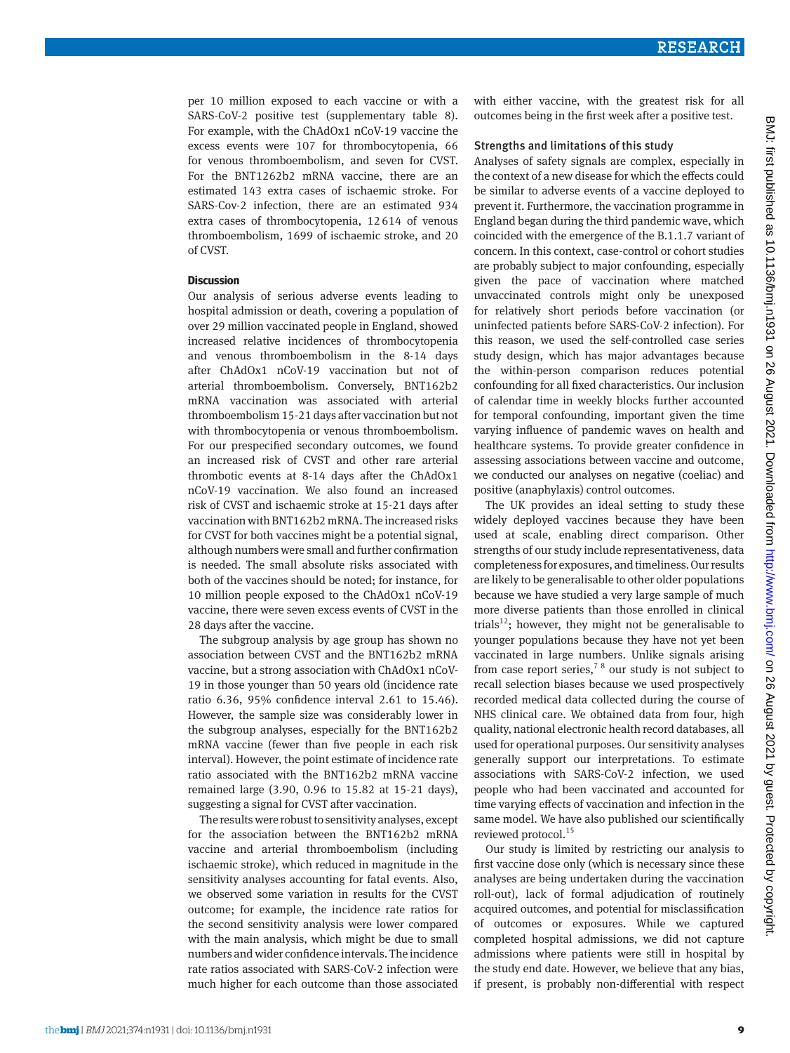per 10 million exposed to each vaccine or with a SARS-CoV-2 positive test (supplementary table 8). For example, with the ChAdOx1 nCoV-19 vaccine the excess events were 107 for thrombocytopenia, 66 for venous thromboembolism, and seven for CVST. For the BNT1262b2 mRNA vaccine, there are an estimated 143 extra cases of ischaemic stroke. For SARS-Cov-2 infection, there are an estimated 934 extra cases of thrombocytopenia, 12 614 of venous thromboembolism, 1699 of ischaemic stroke, and 20 of CVST.

## Discussion

Our analysis of serious adverse events leading to hospital admission or death, covering a population of over 29 million vaccinated people in England, showed increased relative incidences of thrombocytopenia and venous thromboembolism in the 8-14 days after ChAdOx1 nCoV-19 vaccination but not of arterial thromboembolism. Conversely, BNT162b2 mRNA vaccination was associated with arterial thromboembolism 15-21 days after vaccination but not with thrombocytopenia or venous thromboembolism. For our prespecified secondary outcomes, we found an increased risk of CVST and other rare arterial thrombotic events at 8-14 days after the ChAdOx1 nCoV-19 vaccination. We also found an increased risk of CVST and ischaemic stroke at 15-21 days after vaccination with BNT162b2 mRNA. The increased risks for CVST for both vaccines might be a potential signal, although numbers were small and further confirmation is needed. The small absolute risks associated with both of the vaccines should be noted; for instance, for 10 million people exposed to the ChAdOx1 nCoV-19 vaccine, there were seven excess events of CVST in the 28 days after the vaccine.

The subgroup analysis by age group has shown no association between CVST and the BNT162b2 mRNA vaccine, but a strong association with ChAdOx1 nCoV-19 in those younger than 50 years old (incidence rate ratio 6.36, 95% confidence interval 2.61 to 15.46). However, the sample size was considerably lower in the subgroup analyses, especially for the BNT162b2 mRNA vaccine (fewer than five people in each risk interval). However, the point estimate of incidence rate ratio associated with the BNT162b2 mRNA vaccine remained large (3.90, 0.96 to 15.82 at 15-21 days), suggesting a signal for CVST after vaccination.

The results were robust to sensitivity analyses, except for the association between the BNT162b2 mRNA vaccine and arterial thromboembolism (including ischaemic stroke), which reduced in magnitude in the sensitivity analyses accounting for fatal events. Also, we observed some variation in results for the CVST outcome; for example, the incidence rate ratios for the second sensitivity analysis were lower compared with the main analysis, which might be due to small numbers and wider confidence intervals. The incidence rate ratios associated with SARS-CoV-2 infection were much higher for each outcome than those associated with either vaccine, with the greatest risk for all outcomes being in the first week after a positive test.

### Strengths and limitations of this study

Analyses of safety signals are complex, especially in the context of a new disease for which the effects could be similar to adverse events of a vaccine deployed to prevent it. Furthermore, the vaccination programme in England began during the third pandemic wave, which coincided with the emergence of the B.1.1.7 variant of concern. In this context, case-control or cohort studies are probably subject to major confounding, especially given the pace of vaccination where matched unvaccinated controls might only be unexposed for relatively short periods before vaccination (or uninfected patients before SARS-CoV-2 infection). For this reason, we used the self-controlled case series study design, which has major advantages because the within-person comparison reduces potential confounding for all fixed characteristics. Our inclusion of calendar time in weekly blocks further accounted for temporal confounding, important given the time varying influence of pandemic waves on health and healthcare systems. To provide greater confidence in assessing associations between vaccine and outcome, we conducted our analyses on negative (coeliac) and positive (anaphylaxis) control outcomes.

The UK provides an ideal setting to study these widely deployed vaccines because they have been used at scale, enabling direct comparison. Other strengths of our study include representativeness, data completeness for exposures, and timeliness. Our results are likely to be generalisable to other older populations because we have studied a very large sample of much more diverse patients than those enrolled in clinical trials[12]; however, they might not be generalisable to younger populations because they have not yet been vaccinated in large numbers. Unlike signals arising from case report series,[7 8] our study is not subject to recall selection biases because we used prospectively recorded medical data collected during the course of NHS clinical care. We obtained data from four, high quality, national electronic health record databases, all used for operational purposes. Our sensitivity analyses generally support our interpretations. To estimate associations with SARS-CoV-2 infection, we used people who had been vaccinated and accounted for time varying effects of vaccination and infection in the same model. We have also published our scientifically reviewed protocol.[15]

Our study is limited by restricting our analysis to first vaccine dose only (which is necessary since these analyses are being undertaken during the vaccination roll-out), lack of formal adjudication of routinely acquired outcomes, and potential for misclassification of outcomes or exposures. While we captured completed hospital admissions, we did not capture admissions where patients were still in hospital by the study end date. However, we believe that any bias, if present, is probably non-differential with respect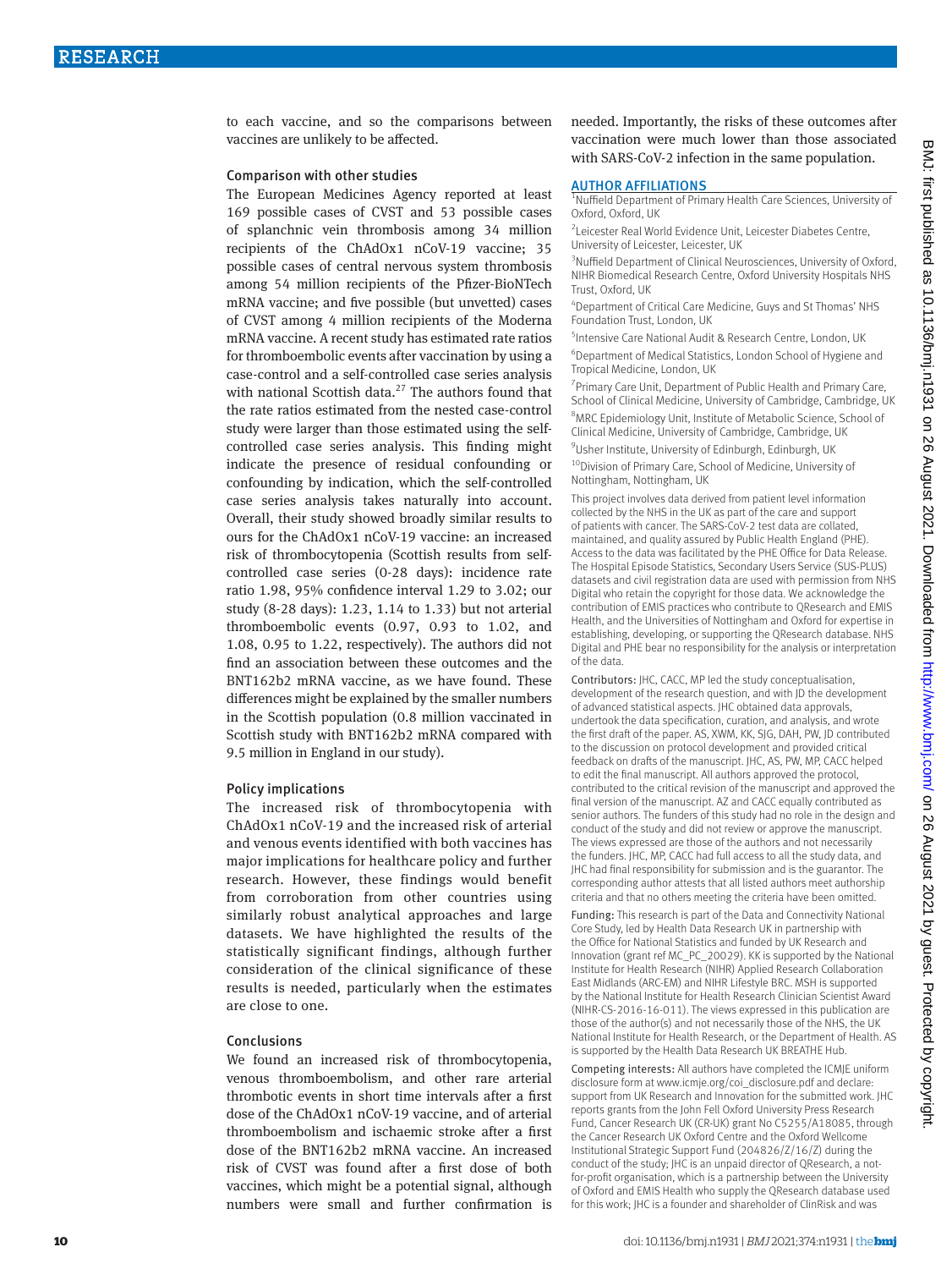to each vaccine, and so the comparisons between vaccines are unlikely to be affected.

### Comparison with other studies

The European Medicines Agency reported at least 169 possible cases of CVST and 53 possible cases of splanchnic vein thrombosis among 34 million recipients of the ChAdOx1 nCoV-19 vaccine; 35 possible cases of central nervous system thrombosis among 54 million recipients of the Pfizer-BioNTech mRNA vaccine; and five possible (but unvetted) cases of CVST among 4 million recipients of the Moderna mRNA vaccine. A recent study has estimated rate ratios for thromboembolic events after vaccination by using a case-control and a self-controlled case series analysis with national Scottish data.[27] The authors found that the rate ratios estimated from the nested case-control study were larger than those estimated using the self-controlled case series analysis. This finding might indicate the presence of residual confounding or confounding by indication, which the self-controlled case series analysis takes naturally into account. Overall, their study showed broadly similar results to ours for the ChAdOx1 nCoV-19 vaccine: an increased risk of thrombocytopenia (Scottish results from self-controlled case series (0-28 days): incidence rate ratio 1.98, 95% confidence interval 1.29 to 3.02; our study (8-28 days): 1.23, 1.14 to 1.33) but not arterial thromboembolic events (0.97, 0.93 to 1.02, and 1.08, 0.95 to 1.22, respectively). The authors did not find an association between these outcomes and the BNT162b2 mRNA vaccine, as we have found. These differences might be explained by the smaller numbers in the Scottish population (0.8 million vaccinated in Scottish study with BNT162b2 mRNA compared with 9.5 million in England in our study).

### Policy implications

The increased risk of thrombocytopenia with ChAdOx1 nCoV-19 and the increased risk of arterial and venous events identified with both vaccines has major implications for healthcare policy and further research. However, these findings would benefit from corroboration from other countries using similarly robust analytical approaches and large datasets. We have highlighted the results of the statistically significant findings, although further consideration of the clinical significance of these results is needed, particularly when the estimates are close to one.

### Conclusions

We found an increased risk of thrombocytopenia, venous thromboembolism, and other rare arterial thrombotic events in short time intervals after a first dose of the ChAdOx1 nCoV-19 vaccine, and of arterial thromboembolism and ischaemic stroke after a first dose of the BNT162b2 mRNA vaccine. An increased risk of CVST was found after a first dose of both vaccines, which might be a potential signal, although numbers were small and further confirmation is needed. Importantly, the risks of these outcomes after vaccination were much lower than those associated with SARS-CoV-2 infection in the same population.

## AUTHOR AFFILIATIONS

[1]Nuffield Department of Primary Health Care Sciences, University of Oxford, Oxford, UK

[2]Leicester Real World Evidence Unit, Leicester Diabetes Centre, University of Leicester, Leicester, UK

[3]Nuffield Department of Clinical Neurosciences, University of Oxford, NIHR Biomedical Research Centre, Oxford University Hospitals NHS Trust, Oxford, UK

[4]Department of Critical Care Medicine, Guys and St Thomas' NHS Foundation Trust, London, UK

[5]Intensive Care National Audit & Research Centre, London, UK

[6]Department of Medical Statistics, London School of Hygiene and Tropical Medicine, London, UK

[7]Primary Care Unit, Department of Public Health and Primary Care, School of Clinical Medicine, University of Cambridge, Cambridge, UK

[8]MRC Epidemiology Unit, Institute of Metabolic Science, School of Clinical Medicine, University of Cambridge, Cambridge, UK

[9]Usher Institute, University of Edinburgh, Edinburgh, UK

[10]Division of Primary Care, School of Medicine, University of Nottingham, Nottingham, UK

This project involves data derived from patient level information collected by the NHS in the UK as part of the care and support of patients with cancer. The SARS-CoV-2 test data are collated, maintained, and quality assured by Public Health England (PHE). Access to the data was facilitated by the PHE Office for Data Release. The Hospital Episode Statistics, Secondary Users Service (SUS-PLUS) datasets and civil registration data are used with permission from NHS Digital who retain the copyright for those data. We acknowledge the contribution of EMIS practices who contribute to QResearch and EMIS Health, and the Universities of Nottingham and Oxford for expertise in establishing, developing, or supporting the QResearch database. NHS Digital and PHE bear no responsibility for the analysis or interpretation of the data.

Contributors: JHC, CACC, MP led the study conceptualisation, development of the research question, and with JD the development of advanced statistical aspects. JHC obtained data approvals, undertook the data specification, curation, and analysis, and wrote the first draft of the paper. AS, XWM, KK, SJG, DAH, PW, JD contributed to the discussion on protocol development and provided critical feedback on drafts of the manuscript. JHC, AS, PW, MP, CACC helped to edit the final manuscript. All authors approved the protocol, contributed to the critical revision of the manuscript and approved the final version of the manuscript. AZ and CACC equally contributed as senior authors. The funders of this study had no role in the design and conduct of the study and did not review or approve the manuscript. The views expressed are those of the authors and not necessarily the funders. JHC, MP, CACC had full access to all the study data, and JHC had final responsibility for submission and is the guarantor. The corresponding author attests that all listed authors meet authorship criteria and that no others meeting the criteria have been omitted.

Funding: This research is part of the Data and Connectivity National Core Study, led by Health Data Research UK in partnership with the Office for National Statistics and funded by UK Research and Innovation (grant ref MC_PC_20029). KK is supported by the National Institute for Health Research (NIHR) Applied Research Collaboration East Midlands (ARC-EM) and NIHR Lifestyle BRC. MSH is supported by the National Institute for Health Research Clinician Scientist Award (NIHR-CS-2016-16-011). The views expressed in this publication are those of the author(s) and not necessarily those of the NHS, the UK National Institute for Health Research, or the Department of Health. AS is supported by the Health Data Research UK BREATHE Hub.

Competing interests: All authors have completed the ICMJE uniform disclosure form at www.icmje.org/coi_disclosure.pdf and declare: support from UK Research and Innovation for the submitted work. JHC reports grants from the John Fell Oxford University Press Research Fund, Cancer Research UK (CR-UK) grant No C5255/A18085, through the Cancer Research UK Oxford Centre and the Oxford Wellcome Institutional Strategic Support Fund (204826/Z/16/Z) during the conduct of the study; JHC is an unpaid director of QResearch, a not-for-profit organisation, which is a partnership between the University of Oxford and EMIS Health who supply the QResearch database used for this work; JHC is a founder and shareholder of ClinRisk and was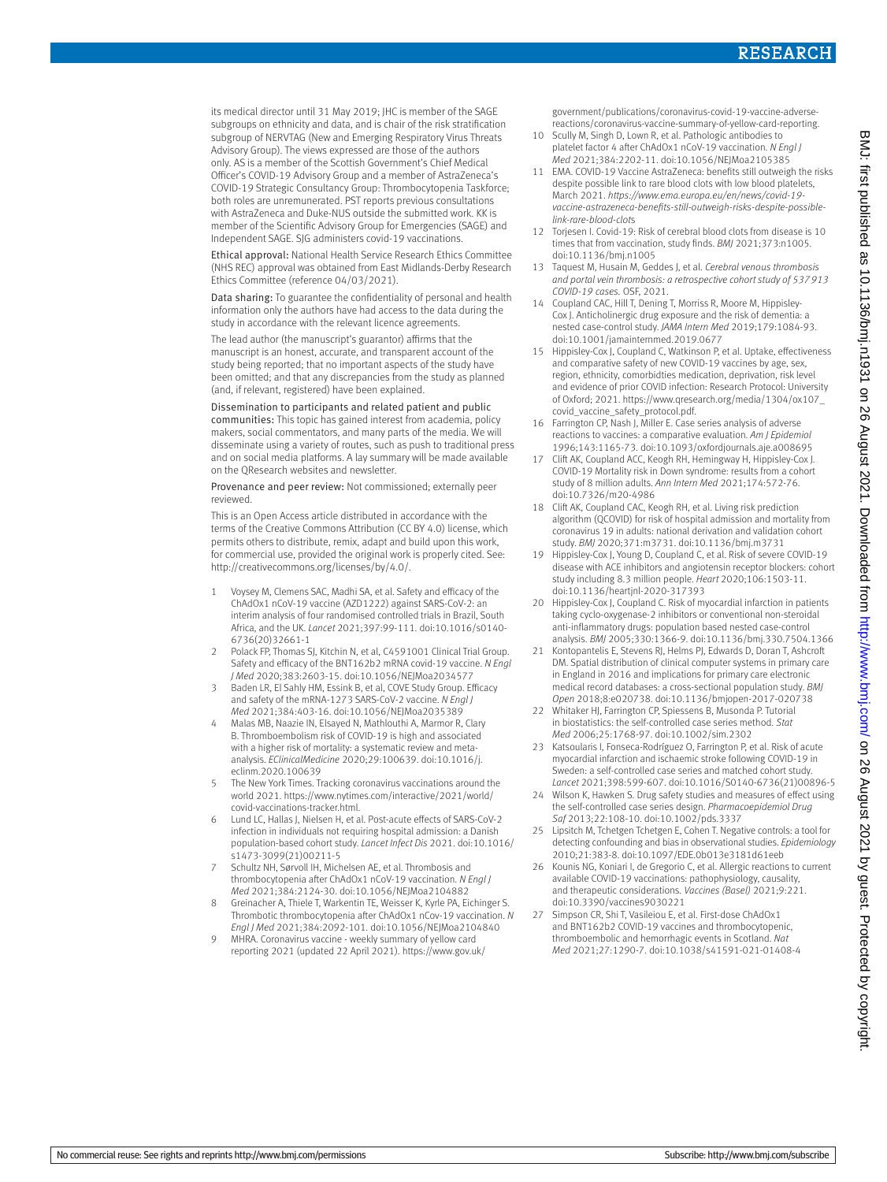its medical director until 31 May 2019; JHC is member of the SAGE subgroups on ethnicity and data, and is chair of the risk stratification subgroup of NERVTAG (New and Emerging Respiratory Virus Threats Advisory Group). The views expressed are those of the authors only. AS is a member of the Scottish Government's Chief Medical Officer's COVID-19 Advisory Group and a member of AstraZeneca's COVID-19 Strategic Consultancy Group: Thrombocytopenia Taskforce; both roles are unremunerated. PST reports previous consultations with AstraZeneca and Duke-NUS outside the submitted work. KK is member of the Scientific Advisory Group for Emergencies (SAGE) and Independent SAGE. SJG administers covid-19 vaccinations.

Ethical approval: National Health Service Research Ethics Committee (NHS REC) approval was obtained from East Midlands-Derby Research Ethics Committee (reference 04/03/2021).

Data sharing: To guarantee the confidentiality of personal and health information only the authors have had access to the data during the study in accordance with the relevant licence agreements.

The lead author (the manuscript's guarantor) affirms that the manuscript is an honest, accurate, and transparent account of the study being reported; that no important aspects of the study have been omitted; and that any discrepancies from the study as planned (and, if relevant, registered) have been explained.

Dissemination to participants and related patient and public communities: This topic has gained interest from academia, policy makers, social commentators, and many parts of the media. We will disseminate using a variety of routes, such as push to traditional press and on social media platforms. A lay summary will be made available on the QResearch websites and newsletter.

Provenance and peer review: Not commissioned; externally peer reviewed.

This is an Open Access article distributed in accordance with the terms of the Creative Commons Attribution (CC BY 4.0) license, which permits others to distribute, remix, adapt and build upon this work, for commercial use, provided the original work is properly cited. See: http://creativecommons.org/licenses/by/4.0/.

1. Voysey M, Clemens SAC, Madhi SA, et al. Safety and efficacy of the ChAdOx1 nCoV-19 vaccine (AZD1222) against SARS-CoV-2: an interim analysis of four randomised controlled trials in Brazil, South Africa, and the UK. *Lancet* 2021;397:99-111. doi:10.1016/s0140-6736(20)32661-1
2. Polack FP, Thomas SJ, Kitchin N, et al, C4591001 Clinical Trial Group. Safety and efficacy of the BNT162b2 mRNA covid-19 vaccine. *N Engl J Med* 2020;383:2603-15. doi:10.1056/NEJMoa2034577
3. Baden LR, El Sahly HM, Essink B, et al, COVE Study Group. Efficacy and safety of the mRNA-1273 SARS-CoV-2 vaccine. *N Engl J Med* 2021;384:403-16. doi:10.1056/NEJMoa2035389
4. Malas MB, Naazie IN, Elsayed N, Mathlouthi A, Marmor R, Clary B. Thromboembolism risk of COVID-19 is high and associated with a higher risk of mortality: a systematic review and meta-analysis. *EClinicalMedicine* 2020;29:100639. doi:10.1016/j.eclinm.2020.100639
5. The New York Times. Tracking coronavirus vaccinations around the world 2021. https://www.nytimes.com/interactive/2021/world/covid-vaccinations-tracker.html.
6. Lund LC, Hallas J, Nielsen H, et al. Post-acute effects of SARS-CoV-2 infection in individuals not requiring hospital admission: a Danish population-based cohort study. *Lancet Infect Dis* 2021. doi:10.1016/s1473-3099(21)00211-5
7. Schultz NH, Sørvoll IH, Michelsen AE, et al. Thrombosis and thrombocytopenia after ChAdOx1 nCoV-19 vaccination. *N Engl J Med* 2021;384:2124-30. doi:10.1056/NEJMoa2104882
8. Greinacher A, Thiele T, Warkentin TE, Weisser K, Kyrle PA, Eichinger S. Thrombotic thrombocytopenia after ChAdOx1 nCov-19 vaccination. *N Engl J Med* 2021;384:2092-101. doi:10.1056/NEJMoa2104840
9. MHRA. Coronavirus vaccine - weekly summary of yellow card reporting 2021 (updated 22 April 2021). https://www.gov.uk/government/publications/coronavirus-covid-19-vaccine-adverse-reactions/coronavirus-vaccine-summary-of-yellow-card-reporting.
10. Scully M, Singh D, Lown R, et al. Pathologic antibodies to platelet factor 4 after ChAdOx1 nCoV-19 vaccination. *N Engl J Med* 2021;384:2202-11. doi:10.1056/NEJMoa2105385
11. EMA. COVID-19 Vaccine AstraZeneca: benefits still outweigh the risks despite possible link to rare blood clots with low blood platelets, March 2021. *https://www.ema.europa.eu/en/news/covid-19-vaccine-astrazeneca-benefits-still-outweigh-risks-despite-possible-link-rare-blood-clots*
12. Torjesen I. Covid-19: Risk of cerebral blood clots from disease is 10 times that from vaccination, study finds. *BMJ* 2021;373:n1005. doi:10.1136/bmj.n1005
13. Taquest M, Husain M, Geddes J, et al. *Cerebral venous thrombosis and portal vein thrombosis: a retrospective cohort study of 537 913 COVID-19 cases.* OSF, 2021.
14. Coupland CAC, Hill T, Dening T, Morriss R, Moore M, Hippisley-Cox J. Anticholinergic drug exposure and the risk of dementia: a nested case-control study. *JAMA Intern Med* 2019;179:1084-93. doi:10.1001/jamainternmed.2019.0677
15. Hippisley-Cox J, Coupland C, Watkinson P, et al. Uptake, effectiveness and comparative safety of new COVID-19 vaccines by age, sex, region, ethnicity, comorbidties medication, deprivation, risk level and evidence of prior COVID infection: Research Protocol: University of Oxford; 2021. https://www.qresearch.org/media/1304/ox107_covid_vaccine_safety_protocol.pdf.
16. Farrington CP, Nash J, Miller E. Case series analysis of adverse reactions to vaccines: a comparative evaluation. *Am J Epidemiol* 1996;143:1165-73. doi:10.1093/oxfordjournals.aje.a008695
17. Clift AK, Coupland ACC, Keogh RH, Hemingway H, Hippisley-Cox J. COVID-19 Mortality risk in Down syndrome: results from a cohort study of 8 million adults. *Ann Intern Med* 2021;174:572-76. doi:10.7326/m20-4986
18. Clift AK, Coupland CAC, Keogh RH, et al. Living risk prediction algorithm (QCOVID) for risk of hospital admission and mortality from coronavirus 19 in adults: national derivation and validation cohort study. *BMJ* 2020;371:m3731. doi:10.1136/bmj.m3731
19. Hippisley-Cox J, Young D, Coupland C, et al. Risk of severe COVID-19 disease with ACE inhibitors and angiotensin receptor blockers: cohort study including 8.3 million people. *Heart* 2020;106:1503-11. doi:10.1136/heartjnl-2020-317393
20. Hippisley-Cox J, Coupland C. Risk of myocardial infarction in patients taking cyclo-oxygenase-2 inhibitors or conventional non-steroidal anti-inflammatory drugs: population based nested case-control analysis. *BMJ* 2005;330:1366-9. doi:10.1136/bmj.330.7504.1366
21. Kontopantelis E, Stevens RJ, Helms PJ, Edwards D, Doran T, Ashcroft DM. Spatial distribution of clinical computer systems in primary care in England in 2016 and implications for primary care electronic medical record databases: a cross-sectional population study. *BMJ Open* 2018;8:e020738. doi:10.1136/bmjopen-2017-020738
22. Whitaker HJ, Farrington CP, Spiessens B, Musonda P. Tutorial in biostatistics: the self-controlled case series method. *Stat Med* 2006;25:1768-97. doi:10.1002/sim.2302
23. Katsoularis I, Fonseca-Rodríguez O, Farrington P, et al. Risk of acute myocardial infarction and ischaemic stroke following COVID-19 in Sweden: a self-controlled case series and matched cohort study. *Lancet* 2021;398:599-607. doi:10.1016/S0140-6736(21)00896-5
24. Wilson K, Hawken S. Drug safety studies and measures of effect using the self-controlled case series design. *Pharmacoepidemiol Drug Saf* 2013;22:108-10. doi:10.1002/pds.3337
25. Lipsitch M, Tchetgen Tchetgen E, Cohen T. Negative controls: a tool for detecting confounding and bias in observational studies. *Epidemiology* 2010;21:383-8. doi:10.1097/EDE.0b013e3181d61eeb
26. Kounis NG, Koniari I, de Gregorio C, et al. Allergic reactions to current available COVID-19 vaccinations: pathophysiology, causality, and therapeutic considerations. *Vaccines (Basel)* 2021;9:221. doi:10.3390/vaccines9030221
27. Simpson CR, Shi T, Vasileiou E, et al. First-dose ChAdOx1 and BNT162b2 COVID-19 vaccines and thrombocytopenic, thromboembolic and hemorrhagic events in Scotland. *Nat Med* 2021;27:1290-7. doi:10.1038/s41591-021-01408-4